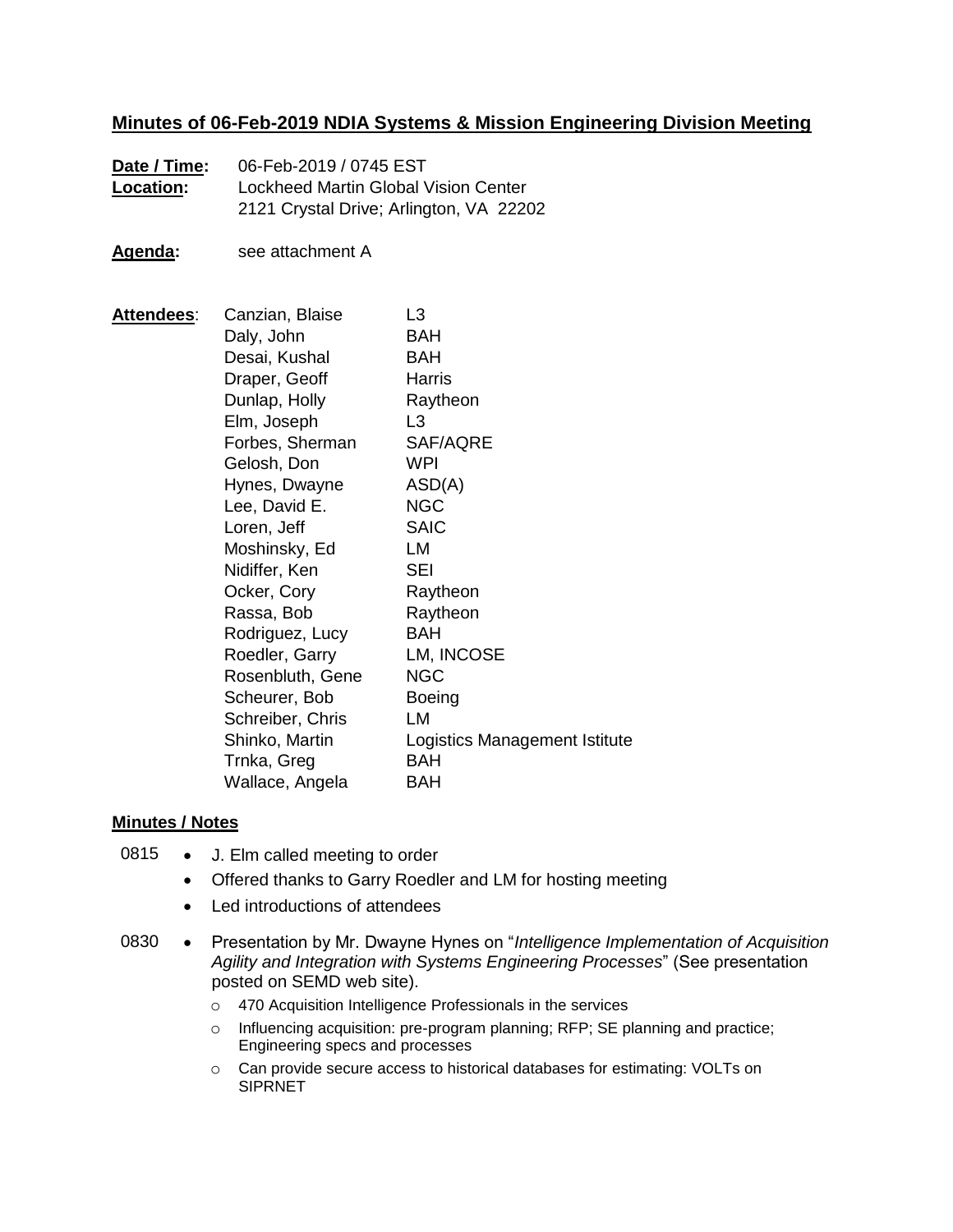# Minutes of 06-Feb-2019 NDIA Systems & Mission Engineering Division Meeting

**Date / Time:** 06-Feb-2019 / 0745 EST
**Location:** Lockheed Martin Global Vision Center
2121 Crystal Drive; Arlington, VA 22202

**Agenda:** see attachment A

**Attendees**:

| | |
|---|---|
| Canzian, Blaise | L3 |
| Daly, John | BAH |
| Desai, Kushal | BAH |
| Draper, Geoff | Harris |
| Dunlap, Holly | Raytheon |
| Elm, Joseph | L3 |
| Forbes, Sherman | SAF/AQRE |
| Gelosh, Don | WPI |
| Hynes, Dwayne | ASD(A) |
| Lee, David E. | NGC |
| Loren, Jeff | SAIC |
| Moshinsky, Ed | LM |
| Nidiffer, Ken | SEI |
| Ocker, Cory | Raytheon |
| Rassa, Bob | Raytheon |
| Rodriguez, Lucy | BAH |
| Roedler, Garry | LM, INCOSE |
| Rosenbluth, Gene | NGC |
| Scheurer, Bob | Boeing |
| Schreiber, Chris | LM |
| Shinko, Martin | Logistics Management Istitute |
| Trnka, Greg | BAH |
| Wallace, Angela | BAH |

## Minutes / Notes

0815
- J. Elm called meeting to order
- Offered thanks to Garry Roedler and LM for hosting meeting
- Led introductions of attendees

0830
- Presentation by Mr. Dwayne Hynes on "*Intelligence Implementation of Acquisition Agility and Integration with Systems Engineering Processes*" (See presentation posted on SEMD web site).
  - 470 Acquisition Intelligence Professionals in the services
  - Influencing acquisition: pre-program planning; RFP; SE planning and practice; Engineering specs and processes
  - Can provide secure access to historical databases for estimating: VOLTs on SIPRNET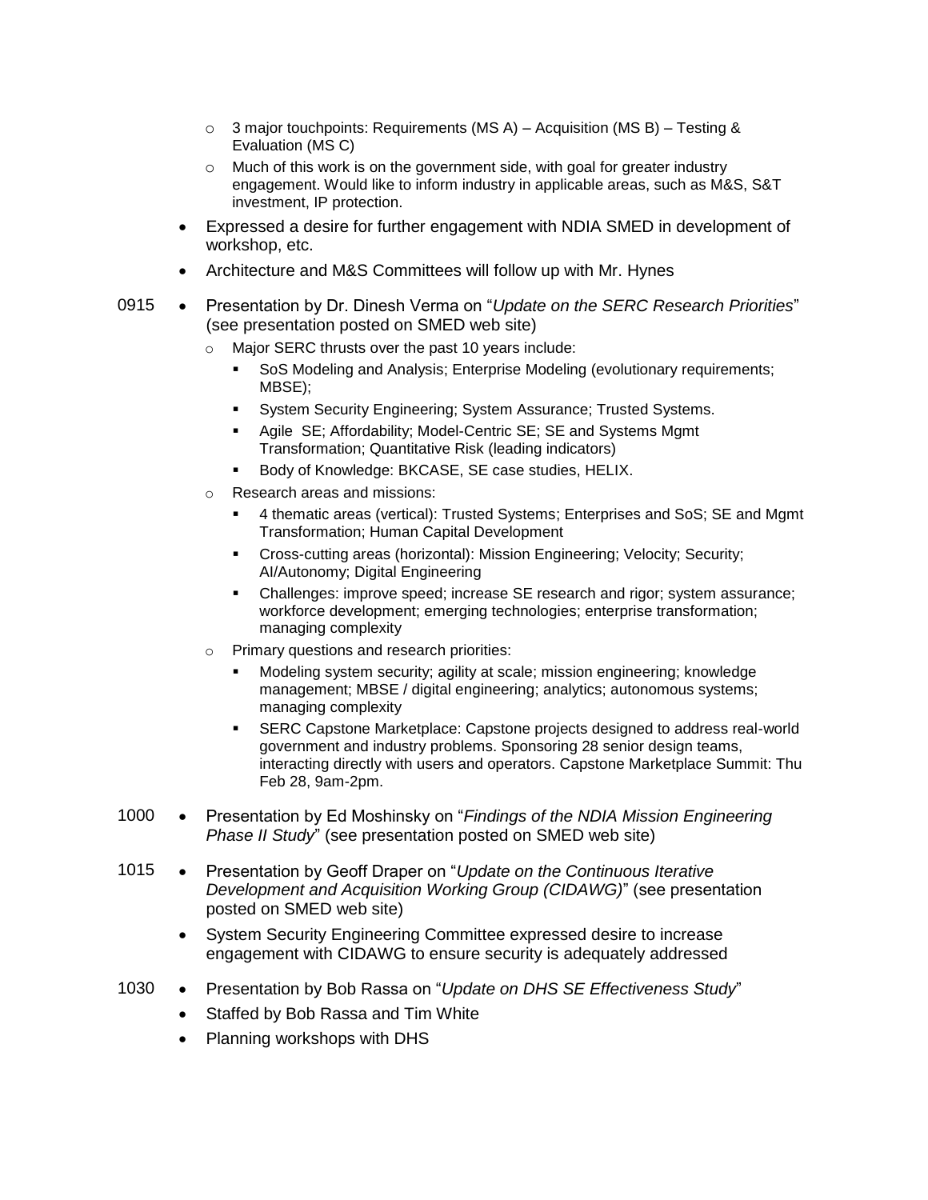- 3 major touchpoints: Requirements (MS A) – Acquisition (MS B) – Testing & Evaluation (MS C)
    - Much of this work is on the government side, with goal for greater industry engagement. Would like to inform industry in applicable areas, such as M&S, S&T investment, IP protection.
  - Expressed a desire for further engagement with NDIA SMED in development of workshop, etc.
  - Architecture and M&S Committees will follow up with Mr. Hynes

0915
- Presentation by Dr. Dinesh Verma on "*Update on the SERC Research Priorities*" (see presentation posted on SMED web site)
    - Major SERC thrusts over the past 10 years include:
        - SoS Modeling and Analysis; Enterprise Modeling (evolutionary requirements; MBSE);
        - System Security Engineering; System Assurance; Trusted Systems.
        - Agile SE; Affordability; Model-Centric SE; SE and Systems Mgmt Transformation; Quantitative Risk (leading indicators)
        - Body of Knowledge: BKCASE, SE case studies, HELIX.
    - Research areas and missions:
        - 4 thematic areas (vertical): Trusted Systems; Enterprises and SoS; SE and Mgmt Transformation; Human Capital Development
        - Cross-cutting areas (horizontal): Mission Engineering; Velocity; Security; AI/Autonomy; Digital Engineering
        - Challenges: improve speed; increase SE research and rigor; system assurance; workforce development; emerging technologies; enterprise transformation; managing complexity
    - Primary questions and research priorities:
        - Modeling system security; agility at scale; mission engineering; knowledge management; MBSE / digital engineering; analytics; autonomous systems; managing complexity
        - SERC Capstone Marketplace: Capstone projects designed to address real-world government and industry problems. Sponsoring 28 senior design teams, interacting directly with users and operators. Capstone Marketplace Summit: Thu Feb 28, 9am-2pm.

1000
- Presentation by Ed Moshinsky on "*Findings of the NDIA Mission Engineering Phase II Study*" (see presentation posted on SMED web site)

1015
- Presentation by Geoff Draper on "*Update on the Continuous Iterative Development and Acquisition Working Group (CIDAWG)*" (see presentation posted on SMED web site)
- System Security Engineering Committee expressed desire to increase engagement with CIDAWG to ensure security is adequately addressed

1030
- Presentation by Bob Rassa on "*Update on DHS SE Effectiveness Study*"
- Staffed by Bob Rassa and Tim White
- Planning workshops with DHS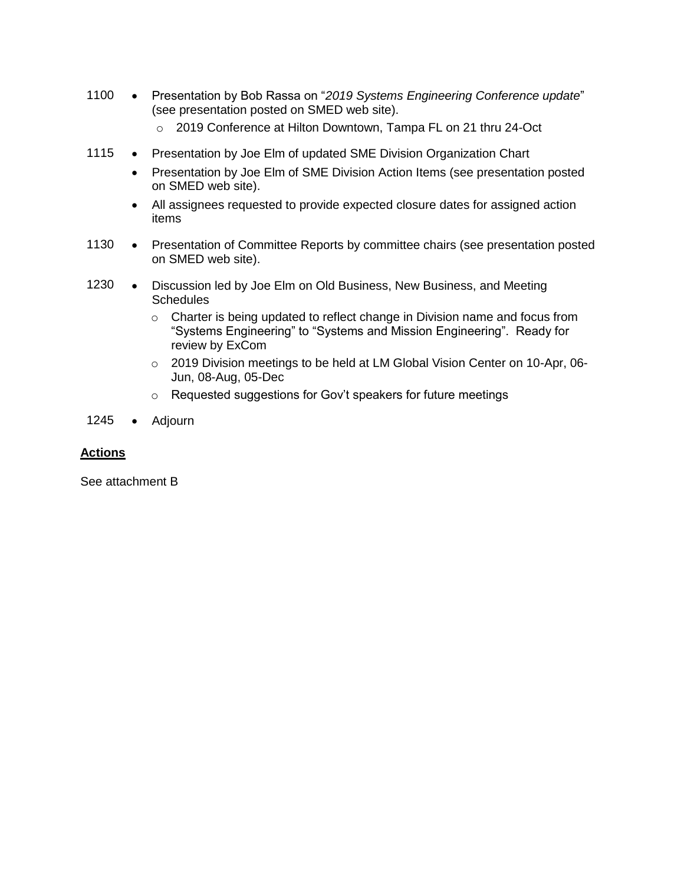1100
- Presentation by Bob Rassa on "*2019 Systems Engineering Conference update*" (see presentation posted on SMED web site).
  - 2019 Conference at Hilton Downtown, Tampa FL on 21 thru 24-Oct

1115
- Presentation by Joe Elm of updated SME Division Organization Chart
- Presentation by Joe Elm of SME Division Action Items (see presentation posted on SMED web site).
- All assignees requested to provide expected closure dates for assigned action items

1130
- Presentation of Committee Reports by committee chairs (see presentation posted on SMED web site).

1230
- Discussion led by Joe Elm on Old Business, New Business, and Meeting Schedules
  - Charter is being updated to reflect change in Division name and focus from "Systems Engineering" to "Systems and Mission Engineering". Ready for review by ExCom
  - 2019 Division meetings to be held at LM Global Vision Center on 10-Apr, 06-Jun, 08-Aug, 05-Dec
  - Requested suggestions for Gov't speakers for future meetings

1245
- Adjourn

**Actions**

See attachment B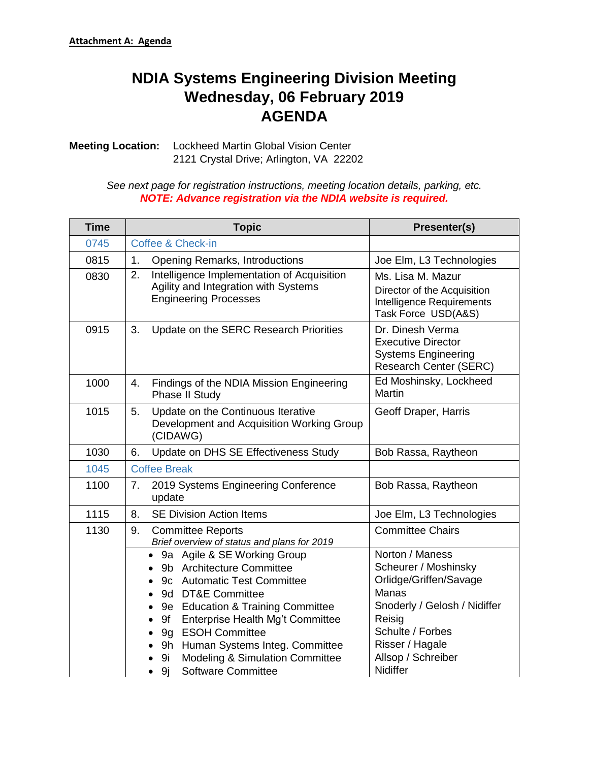**Attachment A: Agenda**

# NDIA Systems Engineering Division Meeting
# Wednesday, 06 February 2019
# AGENDA

**Meeting Location:** Lockheed Martin Global Vision Center
2121 Crystal Drive; Arlington, VA 22202

*See next page for registration instructions, meeting location details, parking, etc.*
***NOTE: Advance registration via the NDIA website is required.***

| Time | Topic | Presenter(s) |
|---|---|---|
| 0745 | Coffee & Check-in | |
| 0815 | 1. Opening Remarks, Introductions | Joe Elm, L3 Technologies |
| 0830 | 2. Intelligence Implementation of Acquisition Agility and Integration with Systems Engineering Processes | Ms. Lisa M. Mazur<br>Director of the Acquisition Intelligence Requirements Task Force USD(A&S) |
| 0915 | 3. Update on the SERC Research Priorities | Dr. Dinesh Verma<br>Executive Director<br>Systems Engineering Research Center (SERC) |
| 1000 | 4. Findings of the NDIA Mission Engineering Phase II Study | Ed Moshinsky, Lockheed Martin |
| 1015 | 5. Update on the Continuous Iterative Development and Acquisition Working Group (CIDAWG) | Geoff Draper, Harris |
| 1030 | 6. Update on DHS SE Effectiveness Study | Bob Rassa, Raytheon |
| 1045 | Coffee Break | |
| 1100 | 7. 2019 Systems Engineering Conference update | Bob Rassa, Raytheon |
| 1115 | 8. SE Division Action Items | Joe Elm, L3 Technologies |
| 1130 | 9. Committee Reports<br>*Brief overview of status and plans for 2019* | Committee Chairs |
| | • 9a Agile & SE Working Group<br>• 9b Architecture Committee<br>• 9c Automatic Test Committee<br>• 9d DT&E Committee<br>• 9e Education & Training Committee<br>• 9f Enterprise Health Mg't Committee<br>• 9g ESOH Committee<br>• 9h Human Systems Integ. Committee<br>• 9i Modeling & Simulation Committee<br>• 9j Software Committee | Norton / Maness<br>Scheurer / Moshinsky<br>Orlidge/Griffen/Savage<br>Manas<br>Snoderly / Gelosh / Nidiffer<br>Reisig<br>Schulte / Forbes<br>Risser / Hagale<br>Allsop / Schreiber<br>Nidiffer |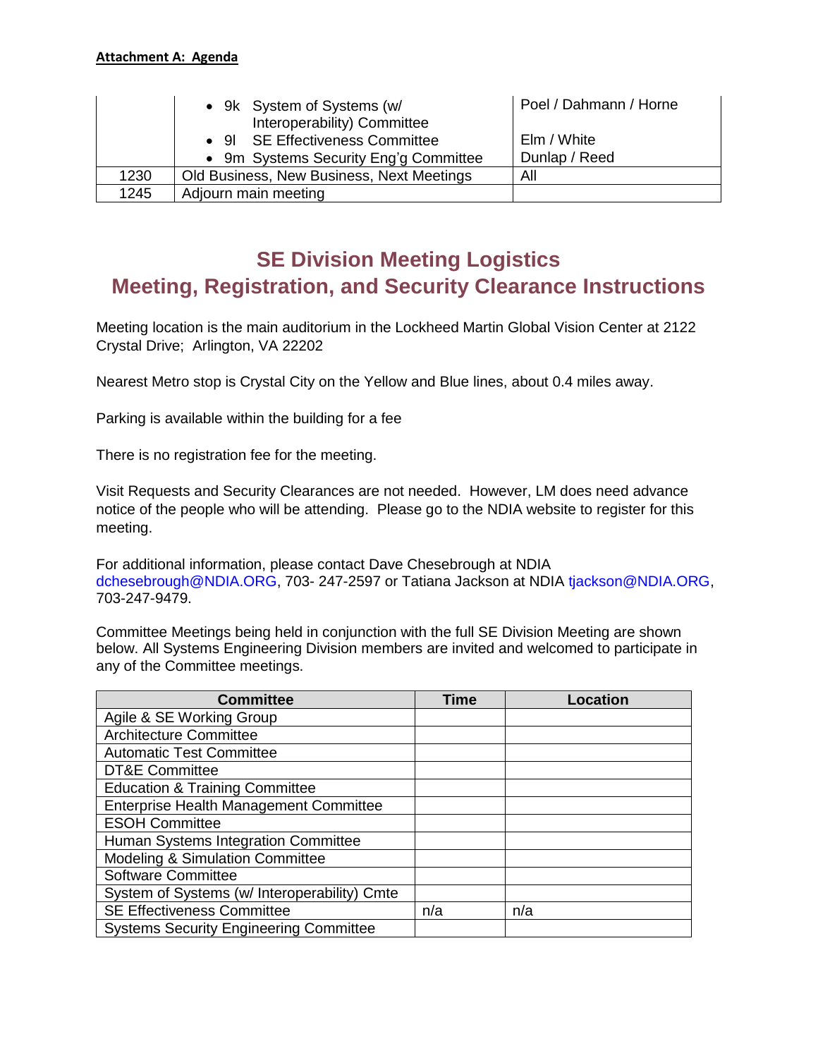**Attachment A: Agenda**

| | | |
|---|---|---|
| | • 9k System of Systems (w/ Interoperability) Committee<br>• 9l SE Effectiveness Committee<br>• 9m Systems Security Eng'g Committee | Poel / Dahmann / Horne<br>Elm / White<br>Dunlap / Reed |
| 1230 | Old Business, New Business, Next Meetings | All |
| 1245 | Adjourn main meeting | |

## SE Division Meeting Logistics
## Meeting, Registration, and Security Clearance Instructions

Meeting location is the main auditorium in the Lockheed Martin Global Vision Center at 2122 Crystal Drive; Arlington, VA 22202

Nearest Metro stop is Crystal City on the Yellow and Blue lines, about 0.4 miles away.

Parking is available within the building for a fee

There is no registration fee for the meeting.

Visit Requests and Security Clearances are not needed. However, LM does need advance notice of the people who will be attending. Please go to the NDIA website to register for this meeting.

For additional information, please contact Dave Chesebrough at NDIA dchesebrough@NDIA.ORG, 703- 247-2597 or Tatiana Jackson at NDIA tjackson@NDIA.ORG, 703-247-9479.

Committee Meetings being held in conjunction with the full SE Division Meeting are shown below. All Systems Engineering Division members are invited and welcomed to participate in any of the Committee meetings.

| Committee | Time | Location |
|---|---|---|
| Agile & SE Working Group | | |
| Architecture Committee | | |
| Automatic Test Committee | | |
| DT&E Committee | | |
| Education & Training Committee | | |
| Enterprise Health Management Committee | | |
| ESOH Committee | | |
| Human Systems Integration Committee | | |
| Modeling & Simulation Committee | | |
| Software Committee | | |
| System of Systems (w/ Interoperability) Cmte | | |
| SE Effectiveness Committee | n/a | n/a |
| Systems Security Engineering Committee | | |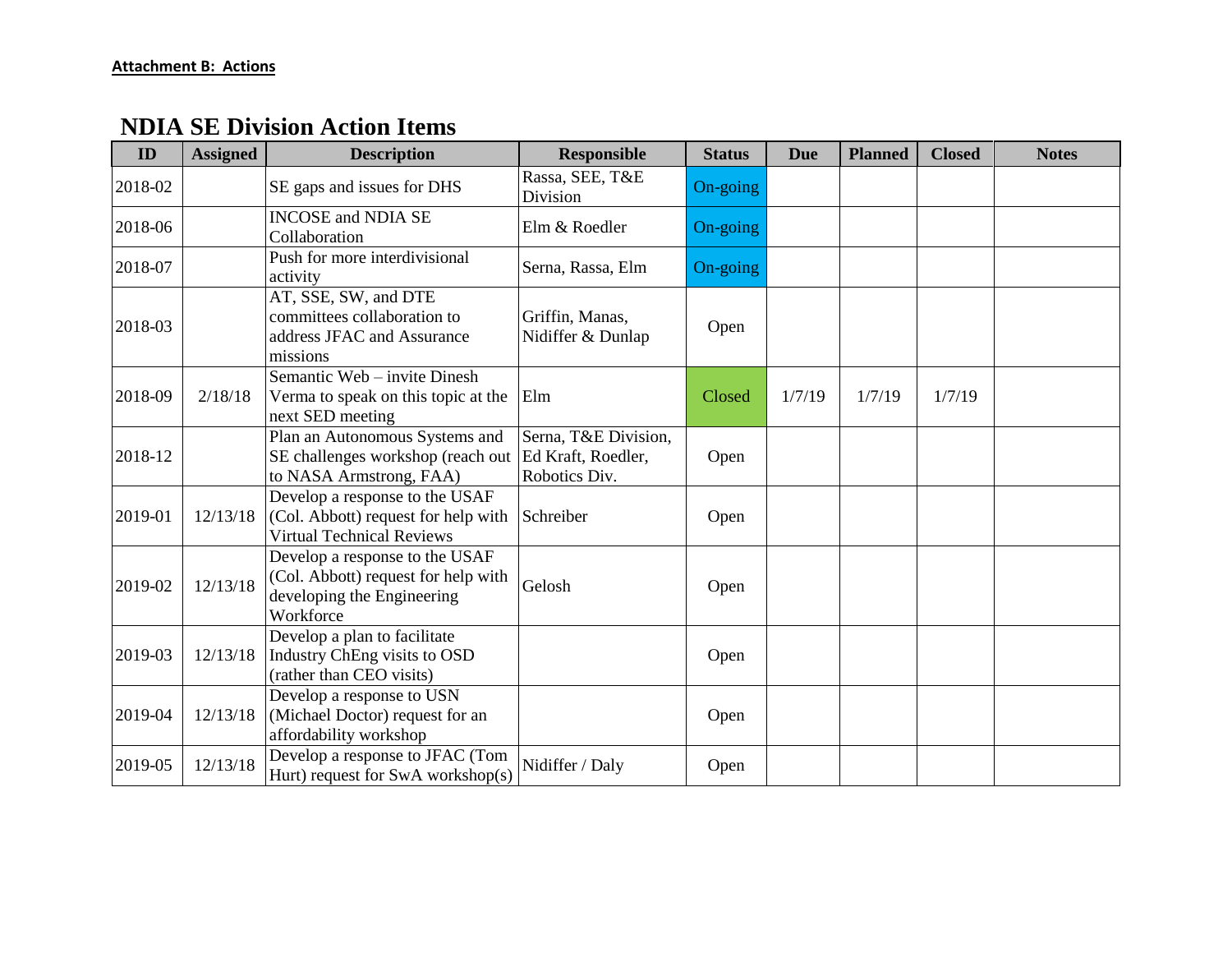**Attachment B: Actions**

## NDIA SE Division Action Items

| ID | Assigned | Description | Responsible | Status | Due | Planned | Closed | Notes |
|---|---|---|---|---|---|---|---|---|
| 2018-02 | | SE gaps and issues for DHS | Rassa, SEE, T&E Division | On-going | | | | |
| 2018-06 | | INCOSE and NDIA SE Collaboration | Elm & Roedler | On-going | | | | |
| 2018-07 | | Push for more interdivisional activity | Serna, Rassa, Elm | On-going | | | | |
| 2018-03 | | AT, SSE, SW, and DTE committees collaboration to address JFAC and Assurance missions | Griffin, Manas, Nidiffer & Dunlap | Open | | | | |
| 2018-09 | 2/18/18 | Semantic Web – invite Dinesh Verma to speak on this topic at the next SED meeting | Elm | Closed | 1/7/19 | 1/7/19 | 1/7/19 | |
| 2018-12 | | Plan an Autonomous Systems and SE challenges workshop (reach out to NASA Armstrong, FAA) | Serna, T&E Division, Ed Kraft, Roedler, Robotics Div. | Open | | | | |
| 2019-01 | 12/13/18 | Develop a response to the USAF (Col. Abbott) request for help with Virtual Technical Reviews | Schreiber | Open | | | | |
| 2019-02 | 12/13/18 | Develop a response to the USAF (Col. Abbott) request for help with developing the Engineering Workforce | Gelosh | Open | | | | |
| 2019-03 | 12/13/18 | Develop a plan to facilitate Industry ChEng visits to OSD (rather than CEO visits) | | Open | | | | |
| 2019-04 | 12/13/18 | Develop a response to USN (Michael Doctor) request for an affordability workshop | | Open | | | | |
| 2019-05 | 12/13/18 | Develop a response to JFAC (Tom Hurt) request for SwA workshop(s) | Nidiffer / Daly | Open | | | | |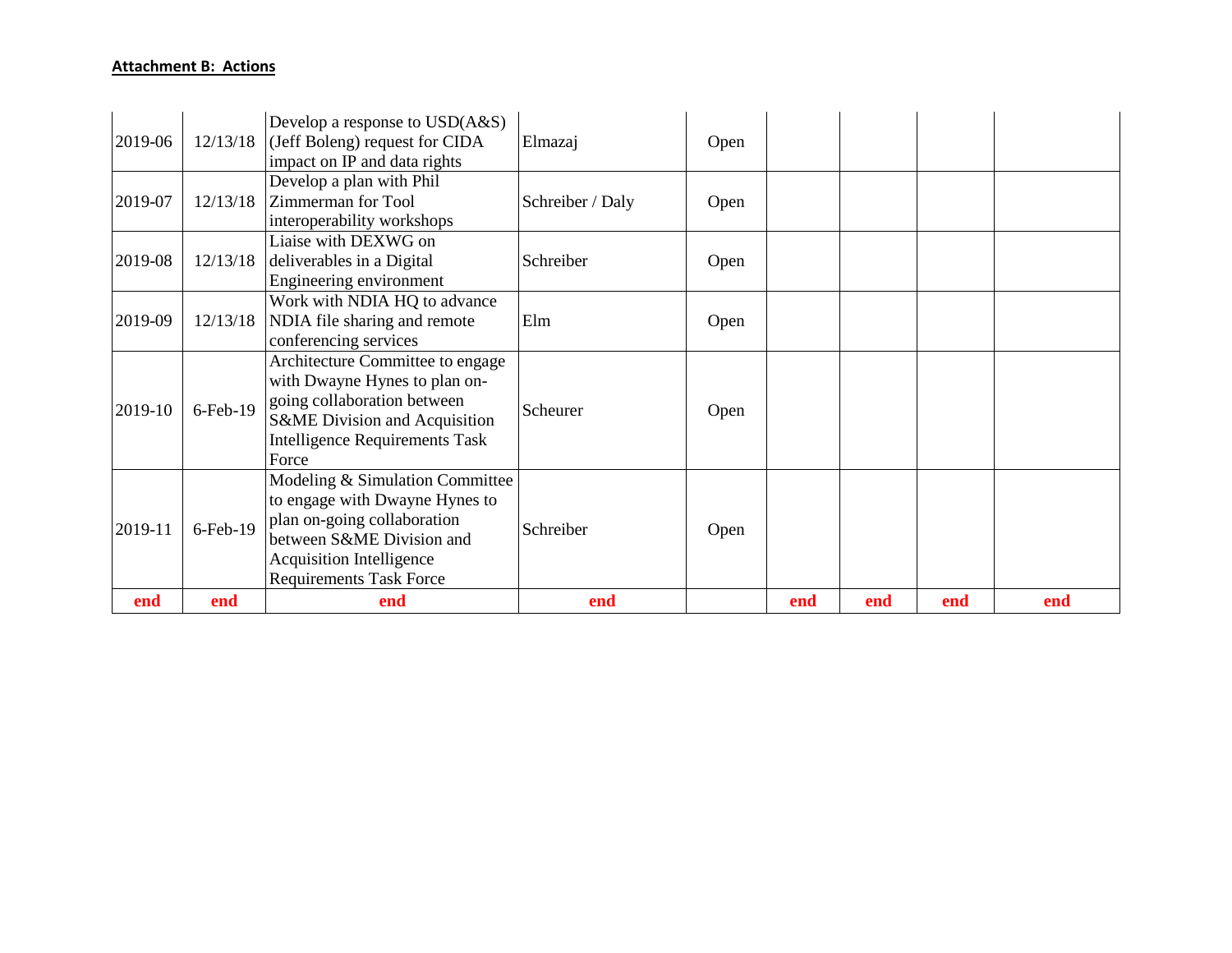**Attachment B: Actions**

| | | | | | | | | |
|---|---|---|---|---|---|---|---|---|
| 2019-06 | 12/13/18 | Develop a response to USD(A&S) (Jeff Boleng) request for CIDA impact on IP and data rights | Elmazaj | Open | | | | |
| 2019-07 | 12/13/18 | Develop a plan with Phil Zimmerman for Tool interoperability workshops | Schreiber / Daly | Open | | | | |
| 2019-08 | 12/13/18 | Liaise with DEXWG on deliverables in a Digital Engineering environment | Schreiber | Open | | | | |
| 2019-09 | 12/13/18 | Work with NDIA HQ to advance NDIA file sharing and remote conferencing services | Elm | Open | | | | |
| 2019-10 | 6-Feb-19 | Architecture Committee to engage with Dwayne Hynes to plan on-going collaboration between S&ME Division and Acquisition Intelligence Requirements Task Force | Scheurer | Open | | | | |
| 2019-11 | 6-Feb-19 | Modeling & Simulation Committee to engage with Dwayne Hynes to plan on-going collaboration between S&ME Division and Acquisition Intelligence Requirements Task Force | Schreiber | Open | | | | |
| **end** | **end** | **end** | **end** | | **end** | **end** | **end** | **end** |